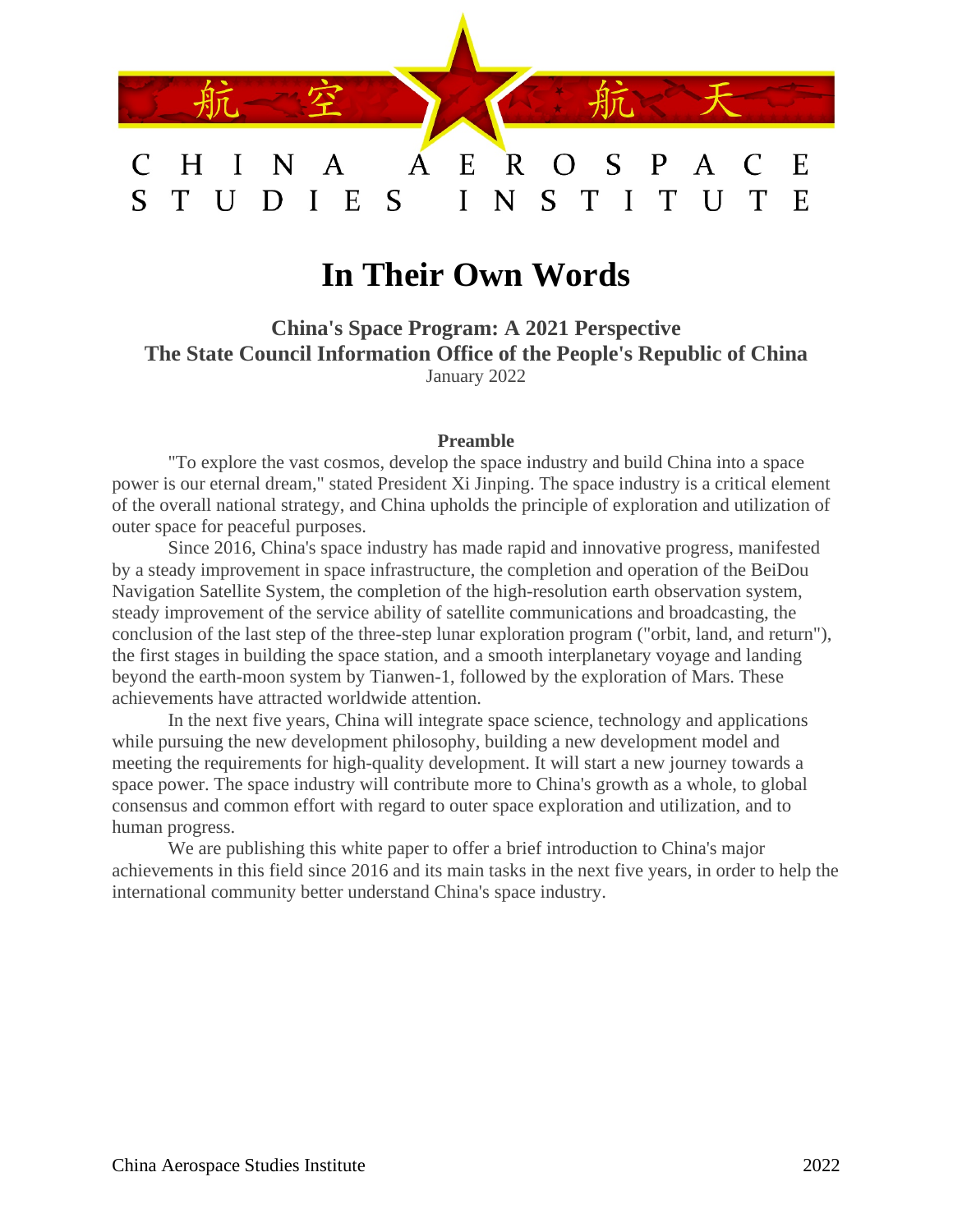航空 航天

CHINA AEROSPACE STUDIES INSTITUTE

# In Their Own Words

**China's Space Program: A 2021 Perspective**
**The State Council Information Office of the People's Republic of China**
January 2022

**Preamble**

"To explore the vast cosmos, develop the space industry and build China into a space power is our eternal dream," stated President Xi Jinping. The space industry is a critical element of the overall national strategy, and China upholds the principle of exploration and utilization of outer space for peaceful purposes.

Since 2016, China's space industry has made rapid and innovative progress, manifested by a steady improvement in space infrastructure, the completion and operation of the BeiDou Navigation Satellite System, the completion of the high-resolution earth observation system, steady improvement of the service ability of satellite communications and broadcasting, the conclusion of the last step of the three-step lunar exploration program ("orbit, land, and return"), the first stages in building the space station, and a smooth interplanetary voyage and landing beyond the earth-moon system by Tianwen-1, followed by the exploration of Mars. These achievements have attracted worldwide attention.

In the next five years, China will integrate space science, technology and applications while pursuing the new development philosophy, building a new development model and meeting the requirements for high-quality development. It will start a new journey towards a space power. The space industry will contribute more to China's growth as a whole, to global consensus and common effort with regard to outer space exploration and utilization, and to human progress.

We are publishing this white paper to offer a brief introduction to China's major achievements in this field since 2016 and its main tasks in the next five years, in order to help the international community better understand China's space industry.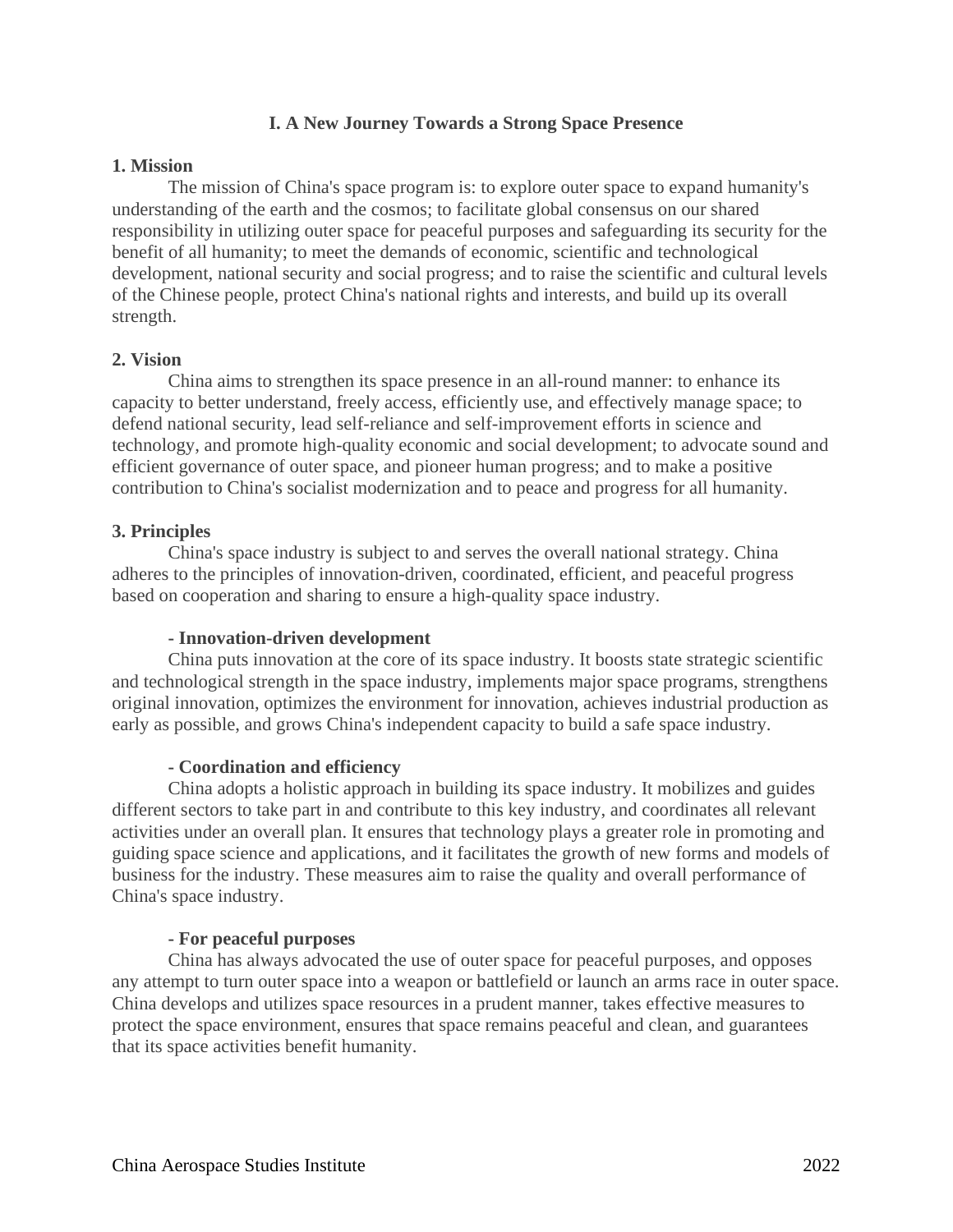## I. A New Journey Towards a Strong Space Presence

### 1. Mission

The mission of China's space program is: to explore outer space to expand humanity's understanding of the earth and the cosmos; to facilitate global consensus on our shared responsibility in utilizing outer space for peaceful purposes and safeguarding its security for the benefit of all humanity; to meet the demands of economic, scientific and technological development, national security and social progress; and to raise the scientific and cultural levels of the Chinese people, protect China's national rights and interests, and build up its overall strength.

### 2. Vision

China aims to strengthen its space presence in an all-round manner: to enhance its capacity to better understand, freely access, efficiently use, and effectively manage space; to defend national security, lead self-reliance and self-improvement efforts in science and technology, and promote high-quality economic and social development; to advocate sound and efficient governance of outer space, and pioneer human progress; and to make a positive contribution to China's socialist modernization and to peace and progress for all humanity.

### 3. Principles

China's space industry is subject to and serves the overall national strategy. China adheres to the principles of innovation-driven, coordinated, efficient, and peaceful progress based on cooperation and sharing to ensure a high-quality space industry.

**- Innovation-driven development**

China puts innovation at the core of its space industry. It boosts state strategic scientific and technological strength in the space industry, implements major space programs, strengthens original innovation, optimizes the environment for innovation, achieves industrial production as early as possible, and grows China's independent capacity to build a safe space industry.

**- Coordination and efficiency**

China adopts a holistic approach in building its space industry. It mobilizes and guides different sectors to take part in and contribute to this key industry, and coordinates all relevant activities under an overall plan. It ensures that technology plays a greater role in promoting and guiding space science and applications, and it facilitates the growth of new forms and models of business for the industry. These measures aim to raise the quality and overall performance of China's space industry.

**- For peaceful purposes**

China has always advocated the use of outer space for peaceful purposes, and opposes any attempt to turn outer space into a weapon or battlefield or launch an arms race in outer space. China develops and utilizes space resources in a prudent manner, takes effective measures to protect the space environment, ensures that space remains peaceful and clean, and guarantees that its space activities benefit humanity.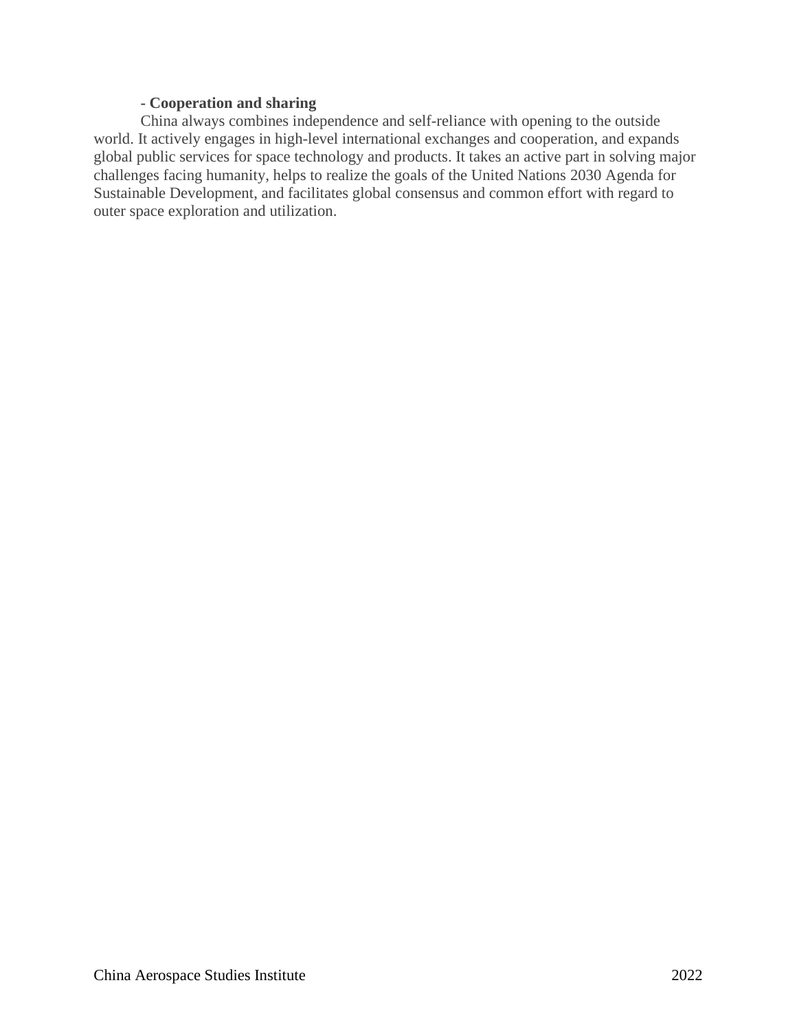**- Cooperation and sharing**

China always combines independence and self-reliance with opening to the outside world. It actively engages in high-level international exchanges and cooperation, and expands global public services for space technology and products. It takes an active part in solving major challenges facing humanity, helps to realize the goals of the United Nations 2030 Agenda for Sustainable Development, and facilitates global consensus and common effort with regard to outer space exploration and utilization.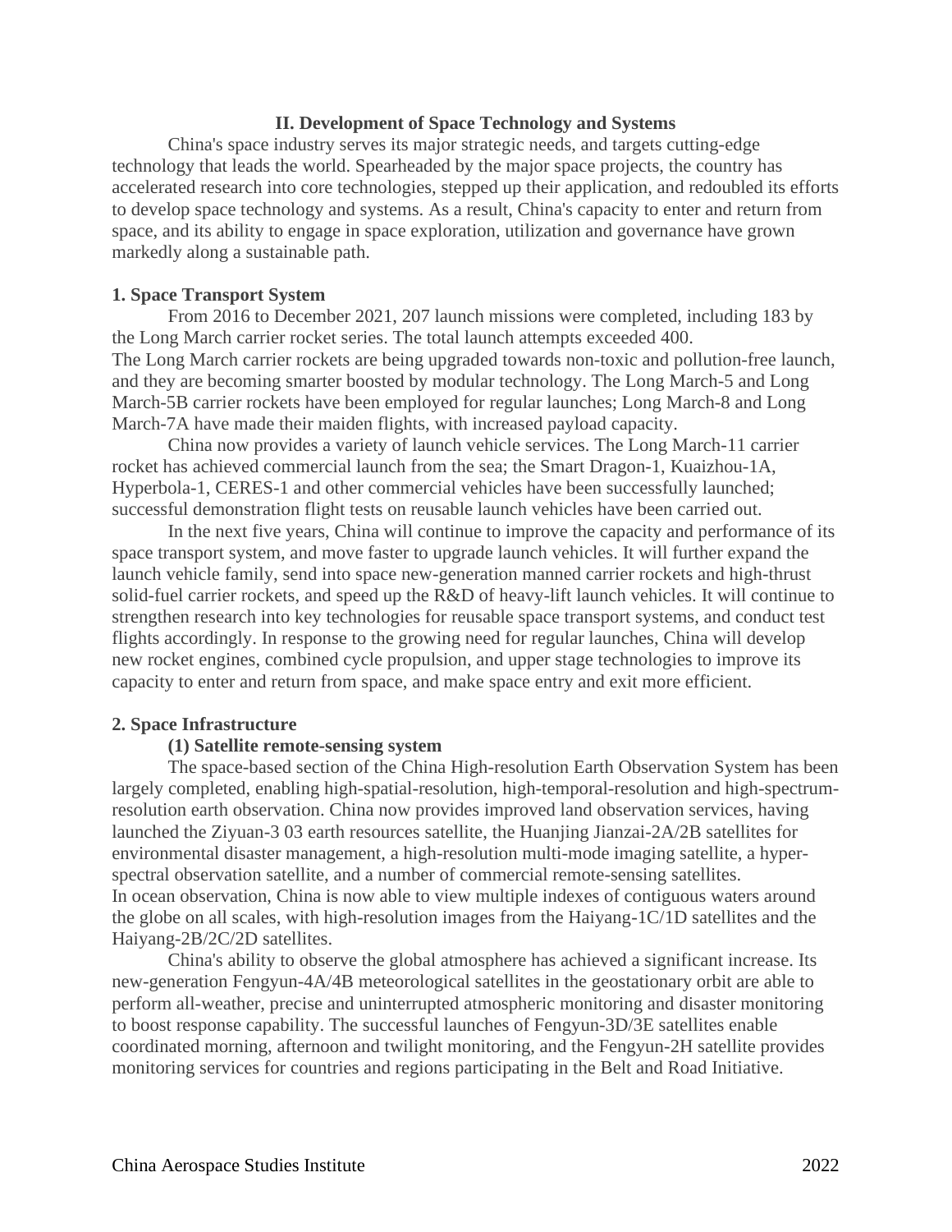## II. Development of Space Technology and Systems

China's space industry serves its major strategic needs, and targets cutting-edge technology that leads the world. Spearheaded by the major space projects, the country has accelerated research into core technologies, stepped up their application, and redoubled its efforts to develop space technology and systems. As a result, China's capacity to enter and return from space, and its ability to engage in space exploration, utilization and governance have grown markedly along a sustainable path.

### 1. Space Transport System

From 2016 to December 2021, 207 launch missions were completed, including 183 by the Long March carrier rocket series. The total launch attempts exceeded 400.

The Long March carrier rockets are being upgraded towards non-toxic and pollution-free launch, and they are becoming smarter boosted by modular technology. The Long March-5 and Long March-5B carrier rockets have been employed for regular launches; Long March-8 and Long March-7A have made their maiden flights, with increased payload capacity.

China now provides a variety of launch vehicle services. The Long March-11 carrier rocket has achieved commercial launch from the sea; the Smart Dragon-1, Kuaizhou-1A, Hyperbola-1, CERES-1 and other commercial vehicles have been successfully launched; successful demonstration flight tests on reusable launch vehicles have been carried out.

In the next five years, China will continue to improve the capacity and performance of its space transport system, and move faster to upgrade launch vehicles. It will further expand the launch vehicle family, send into space new-generation manned carrier rockets and high-thrust solid-fuel carrier rockets, and speed up the R&D of heavy-lift launch vehicles. It will continue to strengthen research into key technologies for reusable space transport systems, and conduct test flights accordingly. In response to the growing need for regular launches, China will develop new rocket engines, combined cycle propulsion, and upper stage technologies to improve its capacity to enter and return from space, and make space entry and exit more efficient.

### 2. Space Infrastructure

#### (1) Satellite remote-sensing system

The space-based section of the China High-resolution Earth Observation System has been largely completed, enabling high-spatial-resolution, high-temporal-resolution and high-spectrum-resolution earth observation. China now provides improved land observation services, having launched the Ziyuan-3 03 earth resources satellite, the Huanjing Jianzai-2A/2B satellites for environmental disaster management, a high-resolution multi-mode imaging satellite, a hyper-spectral observation satellite, and a number of commercial remote-sensing satellites.

In ocean observation, China is now able to view multiple indexes of contiguous waters around the globe on all scales, with high-resolution images from the Haiyang-1C/1D satellites and the Haiyang-2B/2C/2D satellites.

China's ability to observe the global atmosphere has achieved a significant increase. Its new-generation Fengyun-4A/4B meteorological satellites in the geostationary orbit are able to perform all-weather, precise and uninterrupted atmospheric monitoring and disaster monitoring to boost response capability. The successful launches of Fengyun-3D/3E satellites enable coordinated morning, afternoon and twilight monitoring, and the Fengyun-2H satellite provides monitoring services for countries and regions participating in the Belt and Road Initiative.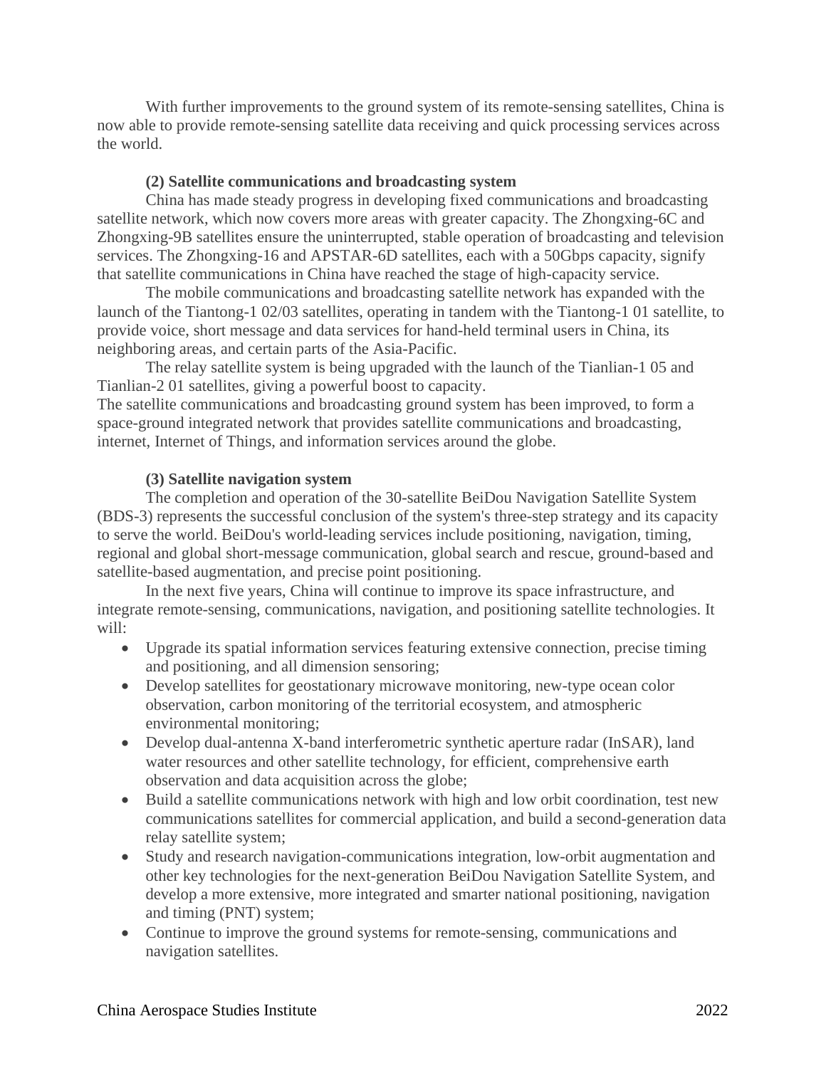With further improvements to the ground system of its remote-sensing satellites, China is now able to provide remote-sensing satellite data receiving and quick processing services across the world.

**(2) Satellite communications and broadcasting system**

China has made steady progress in developing fixed communications and broadcasting satellite network, which now covers more areas with greater capacity. The Zhongxing-6C and Zhongxing-9B satellites ensure the uninterrupted, stable operation of broadcasting and television services. The Zhongxing-16 and APSTAR-6D satellites, each with a 50Gbps capacity, signify that satellite communications in China have reached the stage of high-capacity service.

The mobile communications and broadcasting satellite network has expanded with the launch of the Tiantong-1 02/03 satellites, operating in tandem with the Tiantong-1 01 satellite, to provide voice, short message and data services for hand-held terminal users in China, its neighboring areas, and certain parts of the Asia-Pacific.

The relay satellite system is being upgraded with the launch of the Tianlian-1 05 and Tianlian-2 01 satellites, giving a powerful boost to capacity.

The satellite communications and broadcasting ground system has been improved, to form a space-ground integrated network that provides satellite communications and broadcasting, internet, Internet of Things, and information services around the globe.

**(3) Satellite navigation system**

The completion and operation of the 30-satellite BeiDou Navigation Satellite System (BDS-3) represents the successful conclusion of the system's three-step strategy and its capacity to serve the world. BeiDou's world-leading services include positioning, navigation, timing, regional and global short-message communication, global search and rescue, ground-based and satellite-based augmentation, and precise point positioning.

In the next five years, China will continue to improve its space infrastructure, and integrate remote-sensing, communications, navigation, and positioning satellite technologies. It will:

- Upgrade its spatial information services featuring extensive connection, precise timing and positioning, and all dimension sensoring;
- Develop satellites for geostationary microwave monitoring, new-type ocean color observation, carbon monitoring of the territorial ecosystem, and atmospheric environmental monitoring;
- Develop dual-antenna X-band interferometric synthetic aperture radar (InSAR), land water resources and other satellite technology, for efficient, comprehensive earth observation and data acquisition across the globe;
- Build a satellite communications network with high and low orbit coordination, test new communications satellites for commercial application, and build a second-generation data relay satellite system;
- Study and research navigation-communications integration, low-orbit augmentation and other key technologies for the next-generation BeiDou Navigation Satellite System, and develop a more extensive, more integrated and smarter national positioning, navigation and timing (PNT) system;
- Continue to improve the ground systems for remote-sensing, communications and navigation satellites.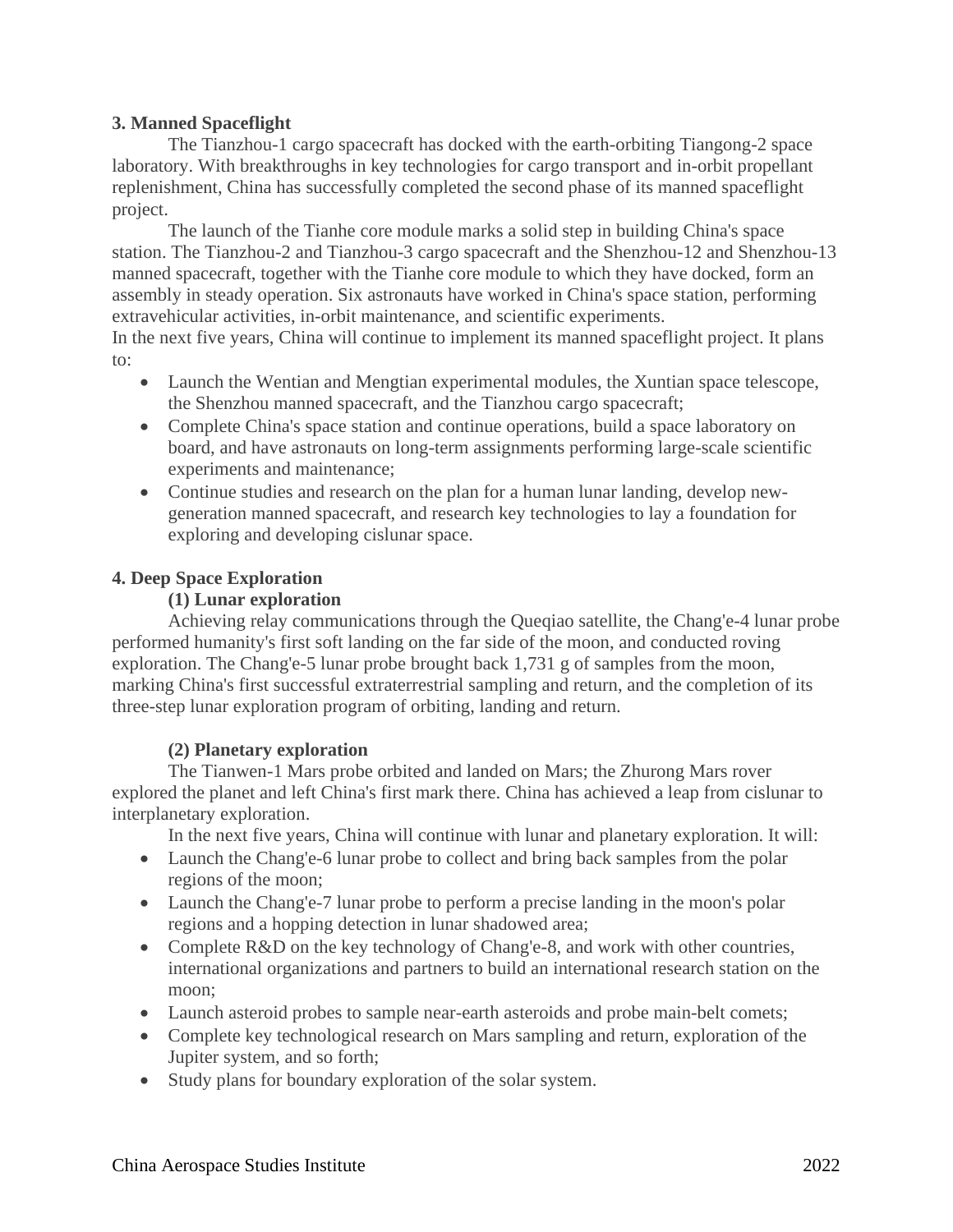**3. Manned Spaceflight**

The Tianzhou-1 cargo spacecraft has docked with the earth-orbiting Tiangong-2 space laboratory. With breakthroughs in key technologies for cargo transport and in-orbit propellant replenishment, China has successfully completed the second phase of its manned spaceflight project.

The launch of the Tianhe core module marks a solid step in building China's space station. The Tianzhou-2 and Tianzhou-3 cargo spacecraft and the Shenzhou-12 and Shenzhou-13 manned spacecraft, together with the Tianhe core module to which they have docked, form an assembly in steady operation. Six astronauts have worked in China's space station, performing extravehicular activities, in-orbit maintenance, and scientific experiments.

In the next five years, China will continue to implement its manned spaceflight project. It plans to:

- Launch the Wentian and Mengtian experimental modules, the Xuntian space telescope, the Shenzhou manned spacecraft, and the Tianzhou cargo spacecraft;
- Complete China's space station and continue operations, build a space laboratory on board, and have astronauts on long-term assignments performing large-scale scientific experiments and maintenance;
- Continue studies and research on the plan for a human lunar landing, develop new-generation manned spacecraft, and research key technologies to lay a foundation for exploring and developing cislunar space.

**4. Deep Space Exploration**

**(1) Lunar exploration**

Achieving relay communications through the Queqiao satellite, the Chang'e-4 lunar probe performed humanity's first soft landing on the far side of the moon, and conducted roving exploration. The Chang'e-5 lunar probe brought back 1,731 g of samples from the moon, marking China's first successful extraterrestrial sampling and return, and the completion of its three-step lunar exploration program of orbiting, landing and return.

**(2) Planetary exploration**

The Tianwen-1 Mars probe orbited and landed on Mars; the Zhurong Mars rover explored the planet and left China's first mark there. China has achieved a leap from cislunar to interplanetary exploration.

In the next five years, China will continue with lunar and planetary exploration. It will:

- Launch the Chang'e-6 lunar probe to collect and bring back samples from the polar regions of the moon;
- Launch the Chang'e-7 lunar probe to perform a precise landing in the moon's polar regions and a hopping detection in lunar shadowed area;
- Complete R&D on the key technology of Chang'e-8, and work with other countries, international organizations and partners to build an international research station on the moon;
- Launch asteroid probes to sample near-earth asteroids and probe main-belt comets;
- Complete key technological research on Mars sampling and return, exploration of the Jupiter system, and so forth;
- Study plans for boundary exploration of the solar system.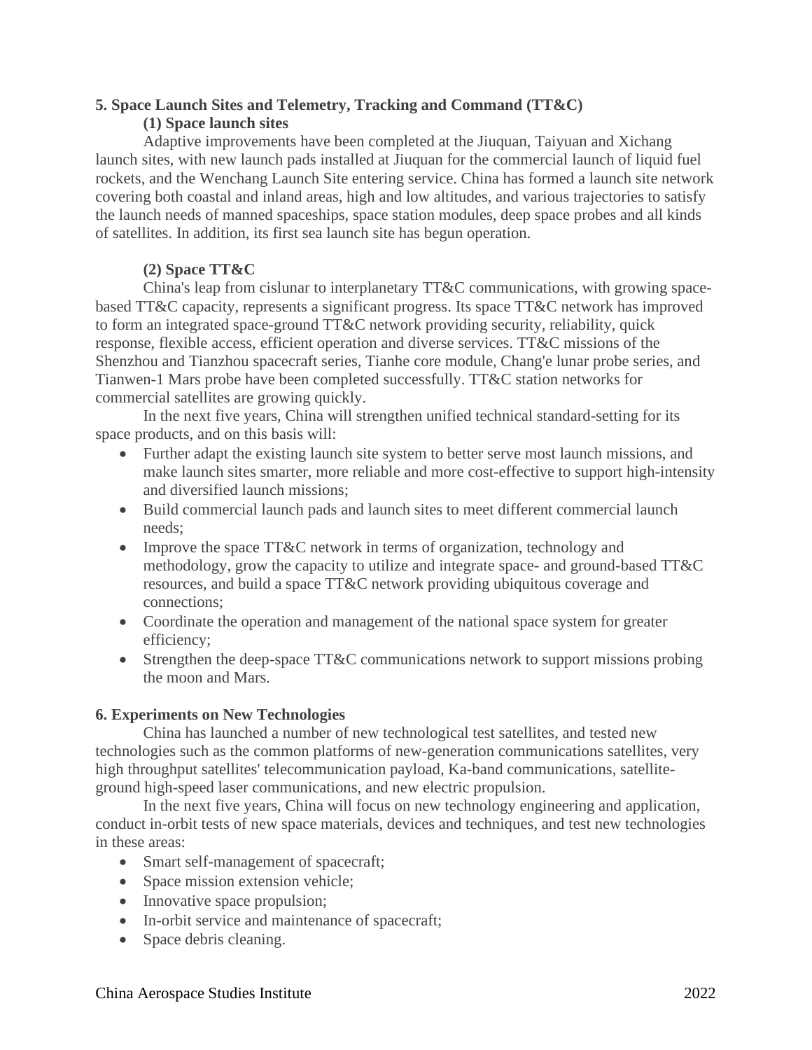## 5. Space Launch Sites and Telemetry, Tracking and Command (TT&C)

### (1) Space launch sites

Adaptive improvements have been completed at the Jiuquan, Taiyuan and Xichang launch sites, with new launch pads installed at Jiuquan for the commercial launch of liquid fuel rockets, and the Wenchang Launch Site entering service. China has formed a launch site network covering both coastal and inland areas, high and low altitudes, and various trajectories to satisfy the launch needs of manned spaceships, space station modules, deep space probes and all kinds of satellites. In addition, its first sea launch site has begun operation.

### (2) Space TT&C

China's leap from cislunar to interplanetary TT&C communications, with growing space-based TT&C capacity, represents a significant progress. Its space TT&C network has improved to form an integrated space-ground TT&C network providing security, reliability, quick response, flexible access, efficient operation and diverse services. TT&C missions of the Shenzhou and Tianzhou spacecraft series, Tianhe core module, Chang'e lunar probe series, and Tianwen-1 Mars probe have been completed successfully. TT&C station networks for commercial satellites are growing quickly.

In the next five years, China will strengthen unified technical standard-setting for its space products, and on this basis will:

- Further adapt the existing launch site system to better serve most launch missions, and make launch sites smarter, more reliable and more cost-effective to support high-intensity and diversified launch missions;
- Build commercial launch pads and launch sites to meet different commercial launch needs;
- Improve the space TT&C network in terms of organization, technology and methodology, grow the capacity to utilize and integrate space- and ground-based TT&C resources, and build a space TT&C network providing ubiquitous coverage and connections;
- Coordinate the operation and management of the national space system for greater efficiency;
- Strengthen the deep-space TT&C communications network to support missions probing the moon and Mars.

## 6. Experiments on New Technologies

China has launched a number of new technological test satellites, and tested new technologies such as the common platforms of new-generation communications satellites, very high throughput satellites' telecommunication payload, Ka-band communications, satellite-ground high-speed laser communications, and new electric propulsion.

In the next five years, China will focus on new technology engineering and application, conduct in-orbit tests of new space materials, devices and techniques, and test new technologies in these areas:

- Smart self-management of spacecraft;
- Space mission extension vehicle;
- Innovative space propulsion;
- In-orbit service and maintenance of spacecraft;
- Space debris cleaning.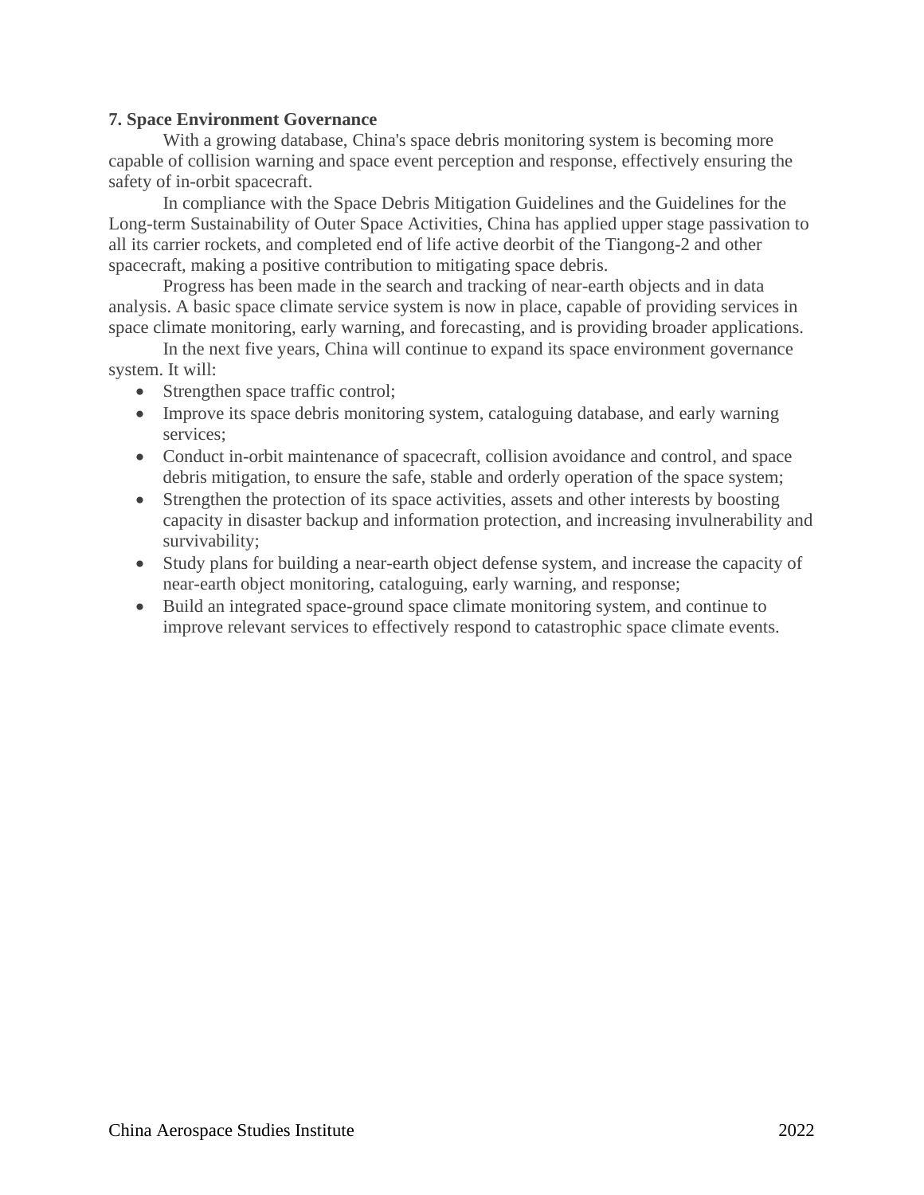**7. Space Environment Governance**

With a growing database, China's space debris monitoring system is becoming more capable of collision warning and space event perception and response, effectively ensuring the safety of in-orbit spacecraft.

In compliance with the Space Debris Mitigation Guidelines and the Guidelines for the Long-term Sustainability of Outer Space Activities, China has applied upper stage passivation to all its carrier rockets, and completed end of life active deorbit of the Tiangong-2 and other spacecraft, making a positive contribution to mitigating space debris.

Progress has been made in the search and tracking of near-earth objects and in data analysis. A basic space climate service system is now in place, capable of providing services in space climate monitoring, early warning, and forecasting, and is providing broader applications.

In the next five years, China will continue to expand its space environment governance system. It will:

- Strengthen space traffic control;
- Improve its space debris monitoring system, cataloguing database, and early warning services;
- Conduct in-orbit maintenance of spacecraft, collision avoidance and control, and space debris mitigation, to ensure the safe, stable and orderly operation of the space system;
- Strengthen the protection of its space activities, assets and other interests by boosting capacity in disaster backup and information protection, and increasing invulnerability and survivability;
- Study plans for building a near-earth object defense system, and increase the capacity of near-earth object monitoring, cataloguing, early warning, and response;
- Build an integrated space-ground space climate monitoring system, and continue to improve relevant services to effectively respond to catastrophic space climate events.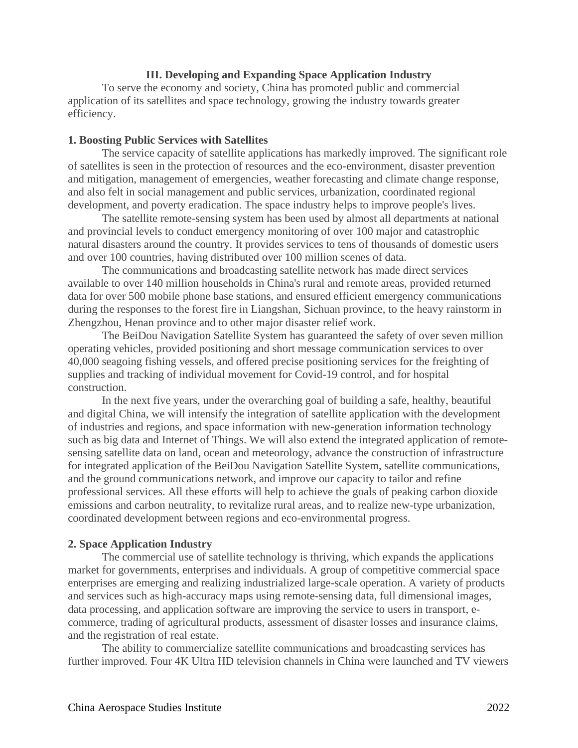## III. Developing and Expanding Space Application Industry

To serve the economy and society, China has promoted public and commercial application of its satellites and space technology, growing the industry towards greater efficiency.

### 1. Boosting Public Services with Satellites

The service capacity of satellite applications has markedly improved. The significant role of satellites is seen in the protection of resources and the eco-environment, disaster prevention and mitigation, management of emergencies, weather forecasting and climate change response, and also felt in social management and public services, urbanization, coordinated regional development, and poverty eradication. The space industry helps to improve people's lives.

The satellite remote-sensing system has been used by almost all departments at national and provincial levels to conduct emergency monitoring of over 100 major and catastrophic natural disasters around the country. It provides services to tens of thousands of domestic users and over 100 countries, having distributed over 100 million scenes of data.

The communications and broadcasting satellite network has made direct services available to over 140 million households in China's rural and remote areas, provided returned data for over 500 mobile phone base stations, and ensured efficient emergency communications during the responses to the forest fire in Liangshan, Sichuan province, to the heavy rainstorm in Zhengzhou, Henan province and to other major disaster relief work.

The BeiDou Navigation Satellite System has guaranteed the safety of over seven million operating vehicles, provided positioning and short message communication services to over 40,000 seagoing fishing vessels, and offered precise positioning services for the freighting of supplies and tracking of individual movement for Covid-19 control, and for hospital construction.

In the next five years, under the overarching goal of building a safe, healthy, beautiful and digital China, we will intensify the integration of satellite application with the development of industries and regions, and space information with new-generation information technology such as big data and Internet of Things. We will also extend the integrated application of remote-sensing satellite data on land, ocean and meteorology, advance the construction of infrastructure for integrated application of the BeiDou Navigation Satellite System, satellite communications, and the ground communications network, and improve our capacity to tailor and refine professional services. All these efforts will help to achieve the goals of peaking carbon dioxide emissions and carbon neutrality, to revitalize rural areas, and to realize new-type urbanization, coordinated development between regions and eco-environmental progress.

### 2. Space Application Industry

The commercial use of satellite technology is thriving, which expands the applications market for governments, enterprises and individuals. A group of competitive commercial space enterprises are emerging and realizing industrialized large-scale operation. A variety of products and services such as high-accuracy maps using remote-sensing data, full dimensional images, data processing, and application software are improving the service to users in transport, e-commerce, trading of agricultural products, assessment of disaster losses and insurance claims, and the registration of real estate.

The ability to commercialize satellite communications and broadcasting services has further improved. Four 4K Ultra HD television channels in China were launched and TV viewers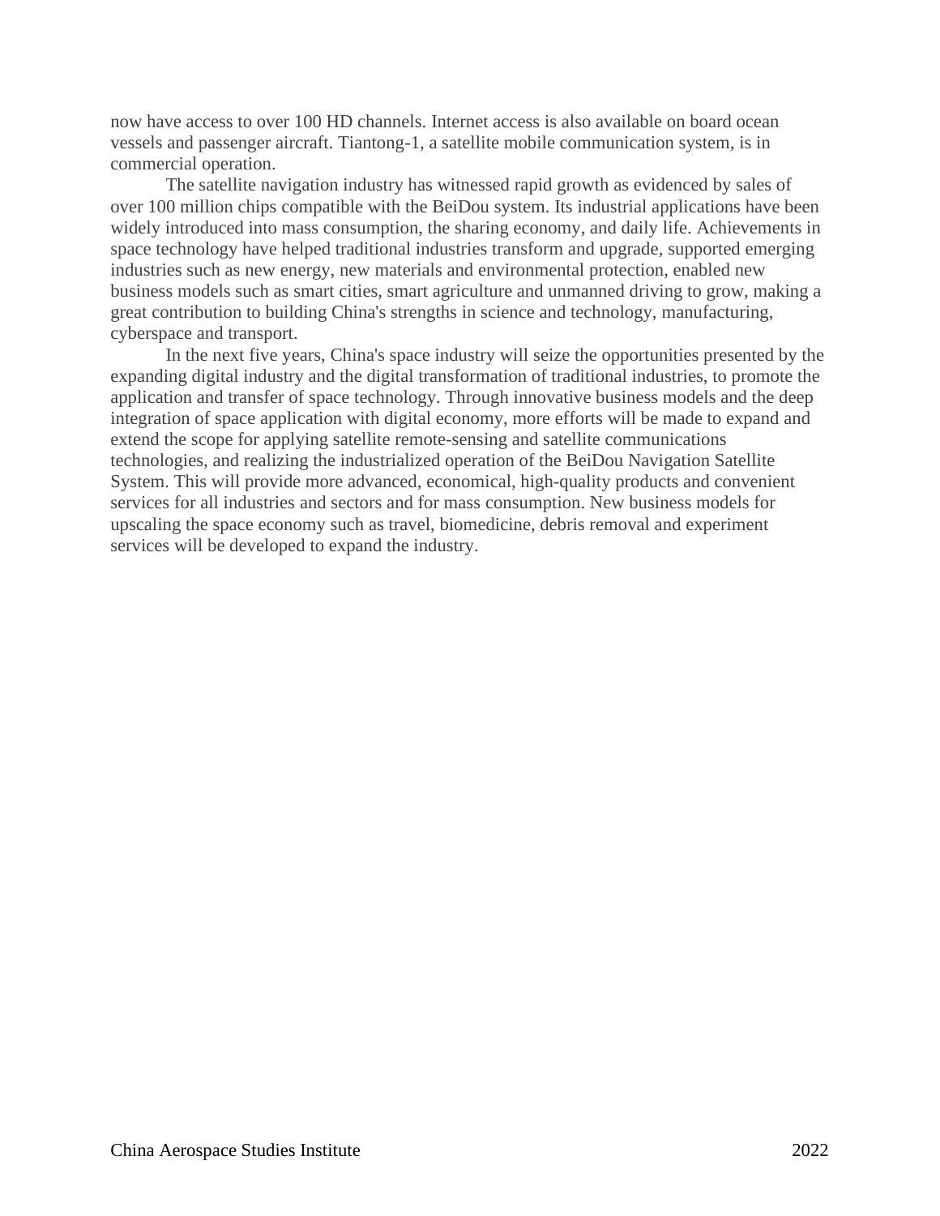now have access to over 100 HD channels. Internet access is also available on board ocean vessels and passenger aircraft. Tiantong-1, a satellite mobile communication system, is in commercial operation.

The satellite navigation industry has witnessed rapid growth as evidenced by sales of over 100 million chips compatible with the BeiDou system. Its industrial applications have been widely introduced into mass consumption, the sharing economy, and daily life. Achievements in space technology have helped traditional industries transform and upgrade, supported emerging industries such as new energy, new materials and environmental protection, enabled new business models such as smart cities, smart agriculture and unmanned driving to grow, making a great contribution to building China's strengths in science and technology, manufacturing, cyberspace and transport.

In the next five years, China's space industry will seize the opportunities presented by the expanding digital industry and the digital transformation of traditional industries, to promote the application and transfer of space technology. Through innovative business models and the deep integration of space application with digital economy, more efforts will be made to expand and extend the scope for applying satellite remote-sensing and satellite communications technologies, and realizing the industrialized operation of the BeiDou Navigation Satellite System. This will provide more advanced, economical, high-quality products and convenient services for all industries and sectors and for mass consumption. New business models for upscaling the space economy such as travel, biomedicine, debris removal and experiment services will be developed to expand the industry.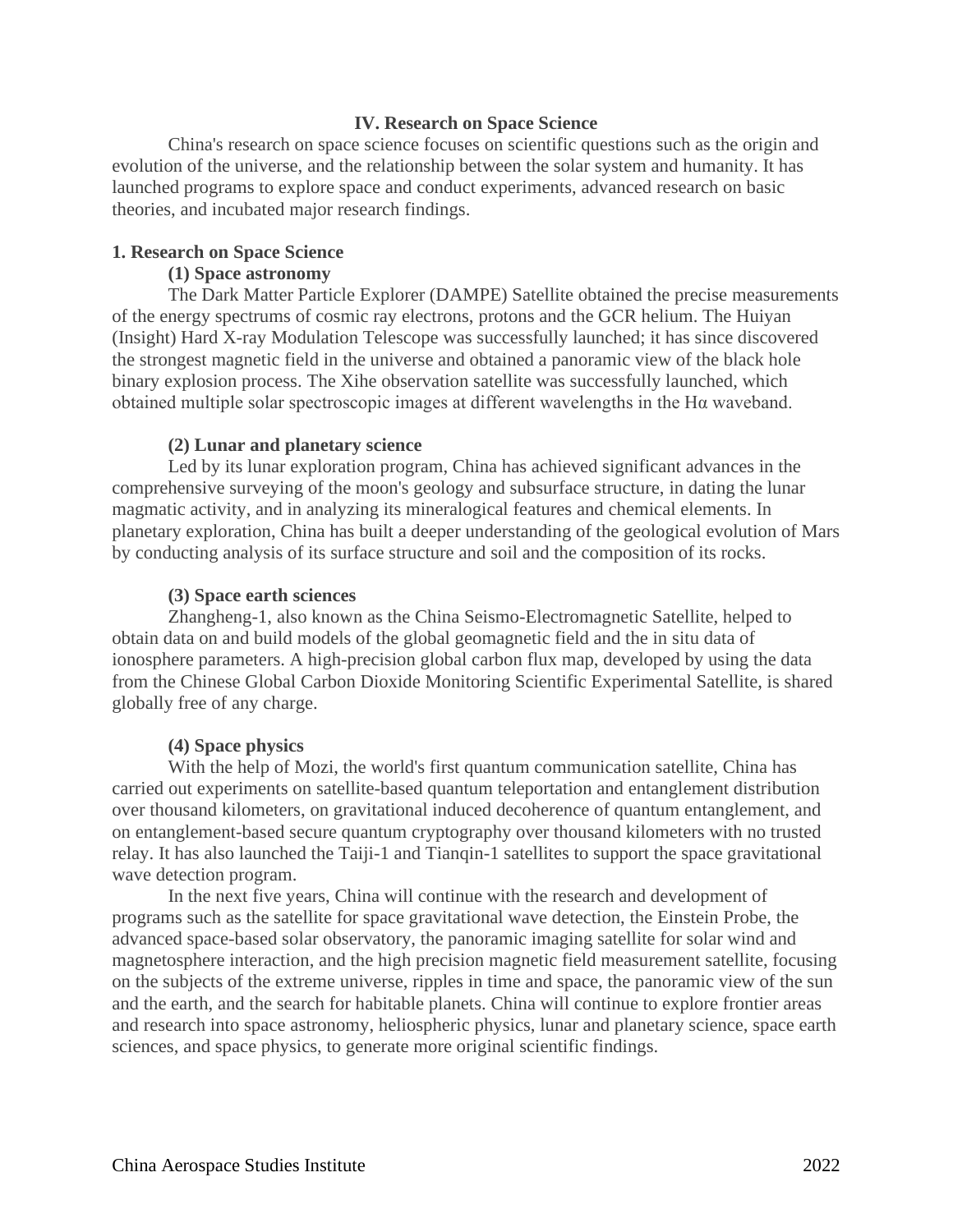## IV. Research on Space Science

China's research on space science focuses on scientific questions such as the origin and evolution of the universe, and the relationship between the solar system and humanity. It has launched programs to explore space and conduct experiments, advanced research on basic theories, and incubated major research findings.

### 1. Research on Space Science

#### (1) Space astronomy

The Dark Matter Particle Explorer (DAMPE) Satellite obtained the precise measurements of the energy spectrums of cosmic ray electrons, protons and the GCR helium. The Huiyan (Insight) Hard X-ray Modulation Telescope was successfully launched; it has since discovered the strongest magnetic field in the universe and obtained a panoramic view of the black hole binary explosion process. The Xihe observation satellite was successfully launched, which obtained multiple solar spectroscopic images at different wavelengths in the Hα waveband.

#### (2) Lunar and planetary science

Led by its lunar exploration program, China has achieved significant advances in the comprehensive surveying of the moon's geology and subsurface structure, in dating the lunar magmatic activity, and in analyzing its mineralogical features and chemical elements. In planetary exploration, China has built a deeper understanding of the geological evolution of Mars by conducting analysis of its surface structure and soil and the composition of its rocks.

#### (3) Space earth sciences

Zhangheng-1, also known as the China Seismo-Electromagnetic Satellite, helped to obtain data on and build models of the global geomagnetic field and the in situ data of ionosphere parameters. A high-precision global carbon flux map, developed by using the data from the Chinese Global Carbon Dioxide Monitoring Scientific Experimental Satellite, is shared globally free of any charge.

#### (4) Space physics

With the help of Mozi, the world's first quantum communication satellite, China has carried out experiments on satellite-based quantum teleportation and entanglement distribution over thousand kilometers, on gravitational induced decoherence of quantum entanglement, and on entanglement-based secure quantum cryptography over thousand kilometers with no trusted relay. It has also launched the Taiji-1 and Tianqin-1 satellites to support the space gravitational wave detection program.

In the next five years, China will continue with the research and development of programs such as the satellite for space gravitational wave detection, the Einstein Probe, the advanced space-based solar observatory, the panoramic imaging satellite for solar wind and magnetosphere interaction, and the high precision magnetic field measurement satellite, focusing on the subjects of the extreme universe, ripples in time and space, the panoramic view of the sun and the earth, and the search for habitable planets. China will continue to explore frontier areas and research into space astronomy, heliospheric physics, lunar and planetary science, space earth sciences, and space physics, to generate more original scientific findings.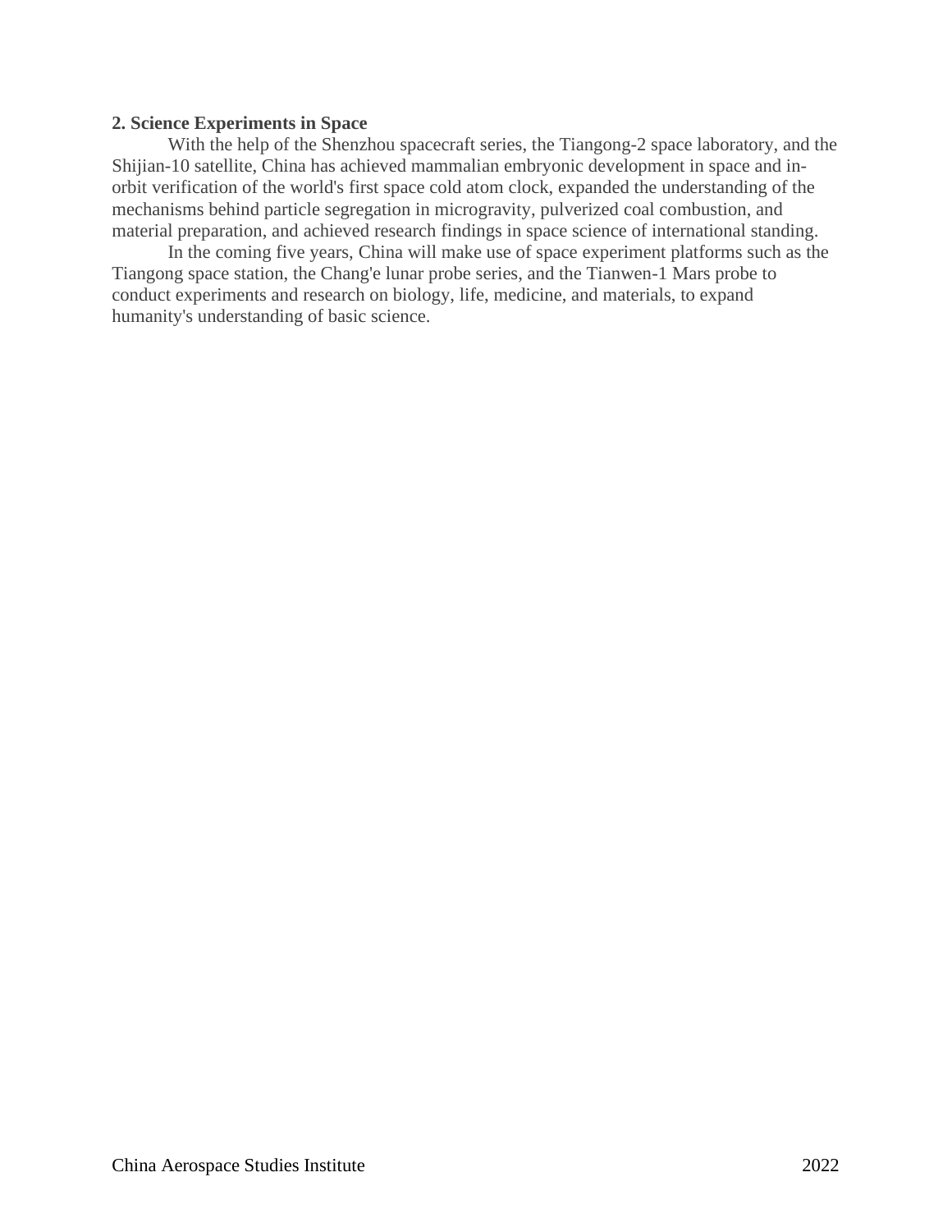**2. Science Experiments in Space**

With the help of the Shenzhou spacecraft series, the Tiangong-2 space laboratory, and the Shijian-10 satellite, China has achieved mammalian embryonic development in space and in-orbit verification of the world's first space cold atom clock, expanded the understanding of the mechanisms behind particle segregation in microgravity, pulverized coal combustion, and material preparation, and achieved research findings in space science of international standing.

In the coming five years, China will make use of space experiment platforms such as the Tiangong space station, the Chang'e lunar probe series, and the Tianwen-1 Mars probe to conduct experiments and research on biology, life, medicine, and materials, to expand humanity's understanding of basic science.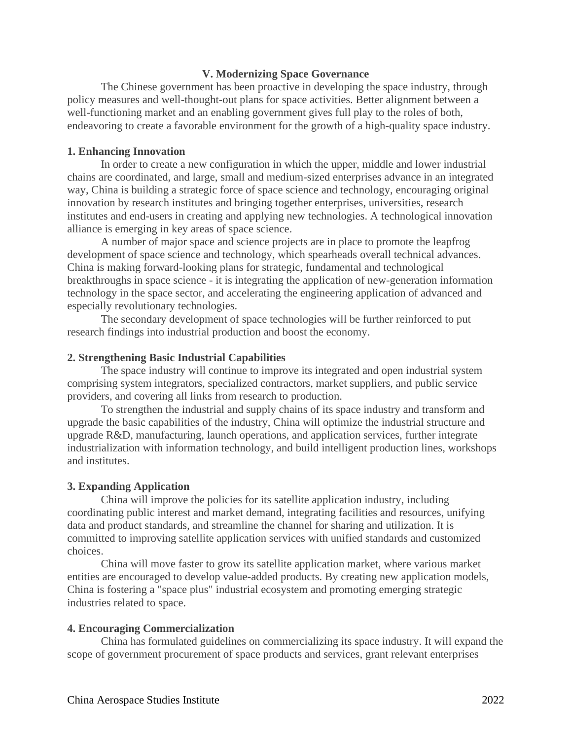## V. Modernizing Space Governance

The Chinese government has been proactive in developing the space industry, through policy measures and well-thought-out plans for space activities. Better alignment between a well-functioning market and an enabling government gives full play to the roles of both, endeavoring to create a favorable environment for the growth of a high-quality space industry.

### 1. Enhancing Innovation

In order to create a new configuration in which the upper, middle and lower industrial chains are coordinated, and large, small and medium-sized enterprises advance in an integrated way, China is building a strategic force of space science and technology, encouraging original innovation by research institutes and bringing together enterprises, universities, research institutes and end-users in creating and applying new technologies. A technological innovation alliance is emerging in key areas of space science.

A number of major space and science projects are in place to promote the leapfrog development of space science and technology, which spearheads overall technical advances. China is making forward-looking plans for strategic, fundamental and technological breakthroughs in space science - it is integrating the application of new-generation information technology in the space sector, and accelerating the engineering application of advanced and especially revolutionary technologies.

The secondary development of space technologies will be further reinforced to put research findings into industrial production and boost the economy.

### 2. Strengthening Basic Industrial Capabilities

The space industry will continue to improve its integrated and open industrial system comprising system integrators, specialized contractors, market suppliers, and public service providers, and covering all links from research to production.

To strengthen the industrial and supply chains of its space industry and transform and upgrade the basic capabilities of the industry, China will optimize the industrial structure and upgrade R&D, manufacturing, launch operations, and application services, further integrate industrialization with information technology, and build intelligent production lines, workshops and institutes.

### 3. Expanding Application

China will improve the policies for its satellite application industry, including coordinating public interest and market demand, integrating facilities and resources, unifying data and product standards, and streamline the channel for sharing and utilization. It is committed to improving satellite application services with unified standards and customized choices.

China will move faster to grow its satellite application market, where various market entities are encouraged to develop value-added products. By creating new application models, China is fostering a "space plus" industrial ecosystem and promoting emerging strategic industries related to space.

### 4. Encouraging Commercialization

China has formulated guidelines on commercializing its space industry. It will expand the scope of government procurement of space products and services, grant relevant enterprises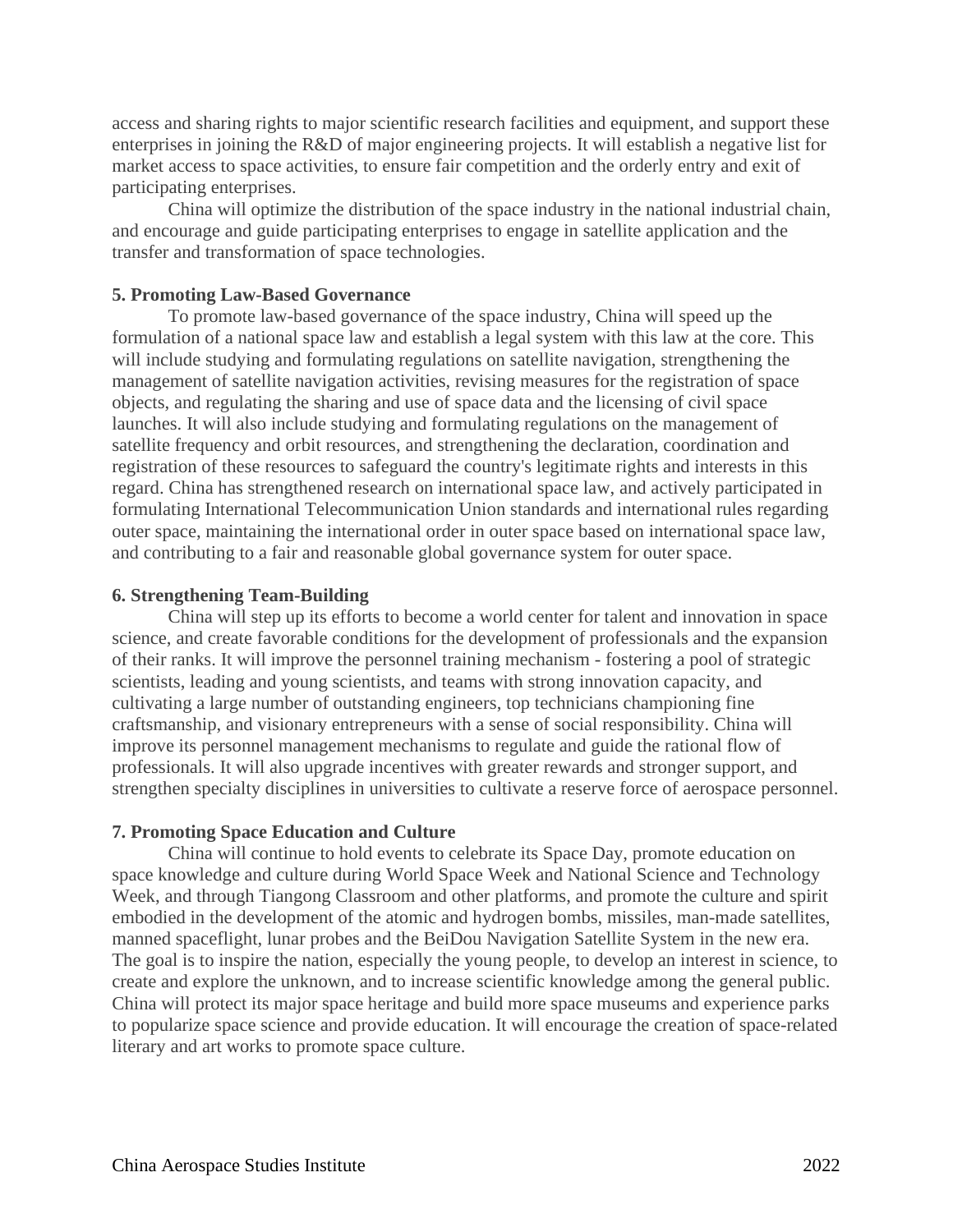access and sharing rights to major scientific research facilities and equipment, and support these enterprises in joining the R&D of major engineering projects. It will establish a negative list for market access to space activities, to ensure fair competition and the orderly entry and exit of participating enterprises.

China will optimize the distribution of the space industry in the national industrial chain, and encourage and guide participating enterprises to engage in satellite application and the transfer and transformation of space technologies.

**5. Promoting Law-Based Governance**

To promote law-based governance of the space industry, China will speed up the formulation of a national space law and establish a legal system with this law at the core. This will include studying and formulating regulations on satellite navigation, strengthening the management of satellite navigation activities, revising measures for the registration of space objects, and regulating the sharing and use of space data and the licensing of civil space launches. It will also include studying and formulating regulations on the management of satellite frequency and orbit resources, and strengthening the declaration, coordination and registration of these resources to safeguard the country's legitimate rights and interests in this regard. China has strengthened research on international space law, and actively participated in formulating International Telecommunication Union standards and international rules regarding outer space, maintaining the international order in outer space based on international space law, and contributing to a fair and reasonable global governance system for outer space.

**6. Strengthening Team-Building**

China will step up its efforts to become a world center for talent and innovation in space science, and create favorable conditions for the development of professionals and the expansion of their ranks. It will improve the personnel training mechanism - fostering a pool of strategic scientists, leading and young scientists, and teams with strong innovation capacity, and cultivating a large number of outstanding engineers, top technicians championing fine craftsmanship, and visionary entrepreneurs with a sense of social responsibility. China will improve its personnel management mechanisms to regulate and guide the rational flow of professionals. It will also upgrade incentives with greater rewards and stronger support, and strengthen specialty disciplines in universities to cultivate a reserve force of aerospace personnel.

**7. Promoting Space Education and Culture**

China will continue to hold events to celebrate its Space Day, promote education on space knowledge and culture during World Space Week and National Science and Technology Week, and through Tiangong Classroom and other platforms, and promote the culture and spirit embodied in the development of the atomic and hydrogen bombs, missiles, man-made satellites, manned spaceflight, lunar probes and the BeiDou Navigation Satellite System in the new era. The goal is to inspire the nation, especially the young people, to develop an interest in science, to create and explore the unknown, and to increase scientific knowledge among the general public. China will protect its major space heritage and build more space museums and experience parks to popularize space science and provide education. It will encourage the creation of space-related literary and art works to promote space culture.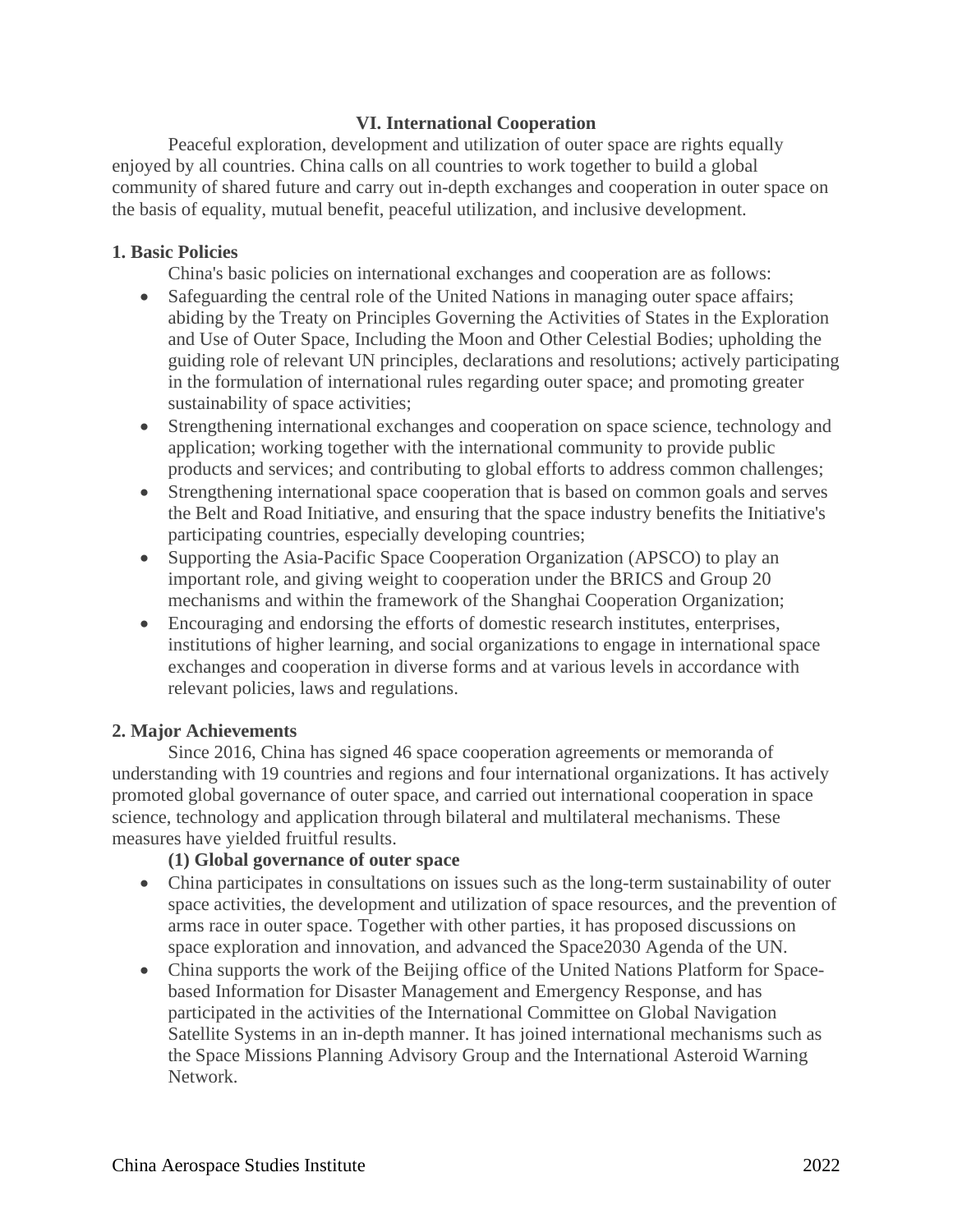## VI. International Cooperation

Peaceful exploration, development and utilization of outer space are rights equally enjoyed by all countries. China calls on all countries to work together to build a global community of shared future and carry out in-depth exchanges and cooperation in outer space on the basis of equality, mutual benefit, peaceful utilization, and inclusive development.

### 1. Basic Policies

China's basic policies on international exchanges and cooperation are as follows:

- Safeguarding the central role of the United Nations in managing outer space affairs; abiding by the Treaty on Principles Governing the Activities of States in the Exploration and Use of Outer Space, Including the Moon and Other Celestial Bodies; upholding the guiding role of relevant UN principles, declarations and resolutions; actively participating in the formulation of international rules regarding outer space; and promoting greater sustainability of space activities;
- Strengthening international exchanges and cooperation on space science, technology and application; working together with the international community to provide public products and services; and contributing to global efforts to address common challenges;
- Strengthening international space cooperation that is based on common goals and serves the Belt and Road Initiative, and ensuring that the space industry benefits the Initiative's participating countries, especially developing countries;
- Supporting the Asia-Pacific Space Cooperation Organization (APSCO) to play an important role, and giving weight to cooperation under the BRICS and Group 20 mechanisms and within the framework of the Shanghai Cooperation Organization;
- Encouraging and endorsing the efforts of domestic research institutes, enterprises, institutions of higher learning, and social organizations to engage in international space exchanges and cooperation in diverse forms and at various levels in accordance with relevant policies, laws and regulations.

### 2. Major Achievements

Since 2016, China has signed 46 space cooperation agreements or memoranda of understanding with 19 countries and regions and four international organizations. It has actively promoted global governance of outer space, and carried out international cooperation in space science, technology and application through bilateral and multilateral mechanisms. These measures have yielded fruitful results.

**(1) Global governance of outer space**

- China participates in consultations on issues such as the long-term sustainability of outer space activities, the development and utilization of space resources, and the prevention of arms race in outer space. Together with other parties, it has proposed discussions on space exploration and innovation, and advanced the Space2030 Agenda of the UN.
- China supports the work of the Beijing office of the United Nations Platform for Space-based Information for Disaster Management and Emergency Response, and has participated in the activities of the International Committee on Global Navigation Satellite Systems in an in-depth manner. It has joined international mechanisms such as the Space Missions Planning Advisory Group and the International Asteroid Warning Network.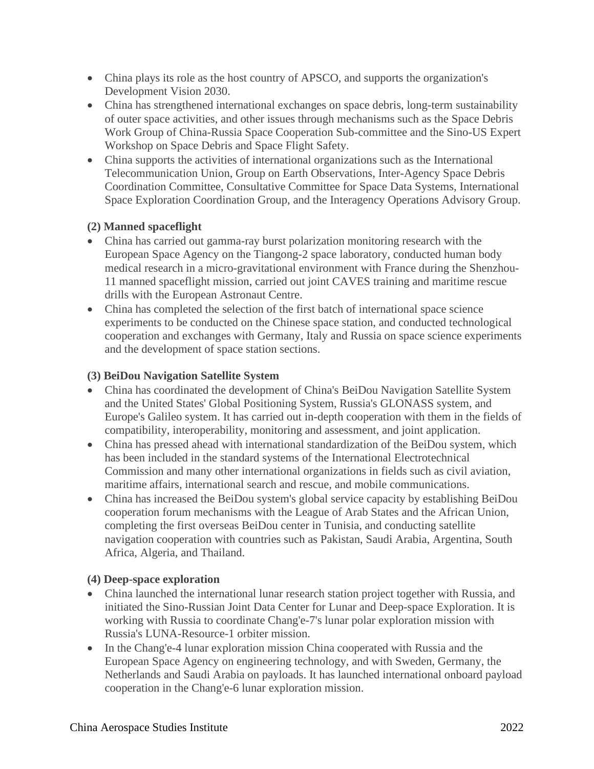- China plays its role as the host country of APSCO, and supports the organization's Development Vision 2030.
- China has strengthened international exchanges on space debris, long-term sustainability of outer space activities, and other issues through mechanisms such as the Space Debris Work Group of China-Russia Space Cooperation Sub-committee and the Sino-US Expert Workshop on Space Debris and Space Flight Safety.
- China supports the activities of international organizations such as the International Telecommunication Union, Group on Earth Observations, Inter-Agency Space Debris Coordination Committee, Consultative Committee for Space Data Systems, International Space Exploration Coordination Group, and the Interagency Operations Advisory Group.

**(2) Manned spaceflight**

- China has carried out gamma-ray burst polarization monitoring research with the European Space Agency on the Tiangong-2 space laboratory, conducted human body medical research in a micro-gravitational environment with France during the Shenzhou-11 manned spaceflight mission, carried out joint CAVES training and maritime rescue drills with the European Astronaut Centre.
- China has completed the selection of the first batch of international space science experiments to be conducted on the Chinese space station, and conducted technological cooperation and exchanges with Germany, Italy and Russia on space science experiments and the development of space station sections.

**(3) BeiDou Navigation Satellite System**

- China has coordinated the development of China's BeiDou Navigation Satellite System and the United States' Global Positioning System, Russia's GLONASS system, and Europe's Galileo system. It has carried out in-depth cooperation with them in the fields of compatibility, interoperability, monitoring and assessment, and joint application.
- China has pressed ahead with international standardization of the BeiDou system, which has been included in the standard systems of the International Electrotechnical Commission and many other international organizations in fields such as civil aviation, maritime affairs, international search and rescue, and mobile communications.
- China has increased the BeiDou system's global service capacity by establishing BeiDou cooperation forum mechanisms with the League of Arab States and the African Union, completing the first overseas BeiDou center in Tunisia, and conducting satellite navigation cooperation with countries such as Pakistan, Saudi Arabia, Argentina, South Africa, Algeria, and Thailand.

**(4) Deep-space exploration**

- China launched the international lunar research station project together with Russia, and initiated the Sino-Russian Joint Data Center for Lunar and Deep-space Exploration. It is working with Russia to coordinate Chang'e-7's lunar polar exploration mission with Russia's LUNA-Resource-1 orbiter mission.
- In the Chang'e-4 lunar exploration mission China cooperated with Russia and the European Space Agency on engineering technology, and with Sweden, Germany, the Netherlands and Saudi Arabia on payloads. It has launched international onboard payload cooperation in the Chang'e-6 lunar exploration mission.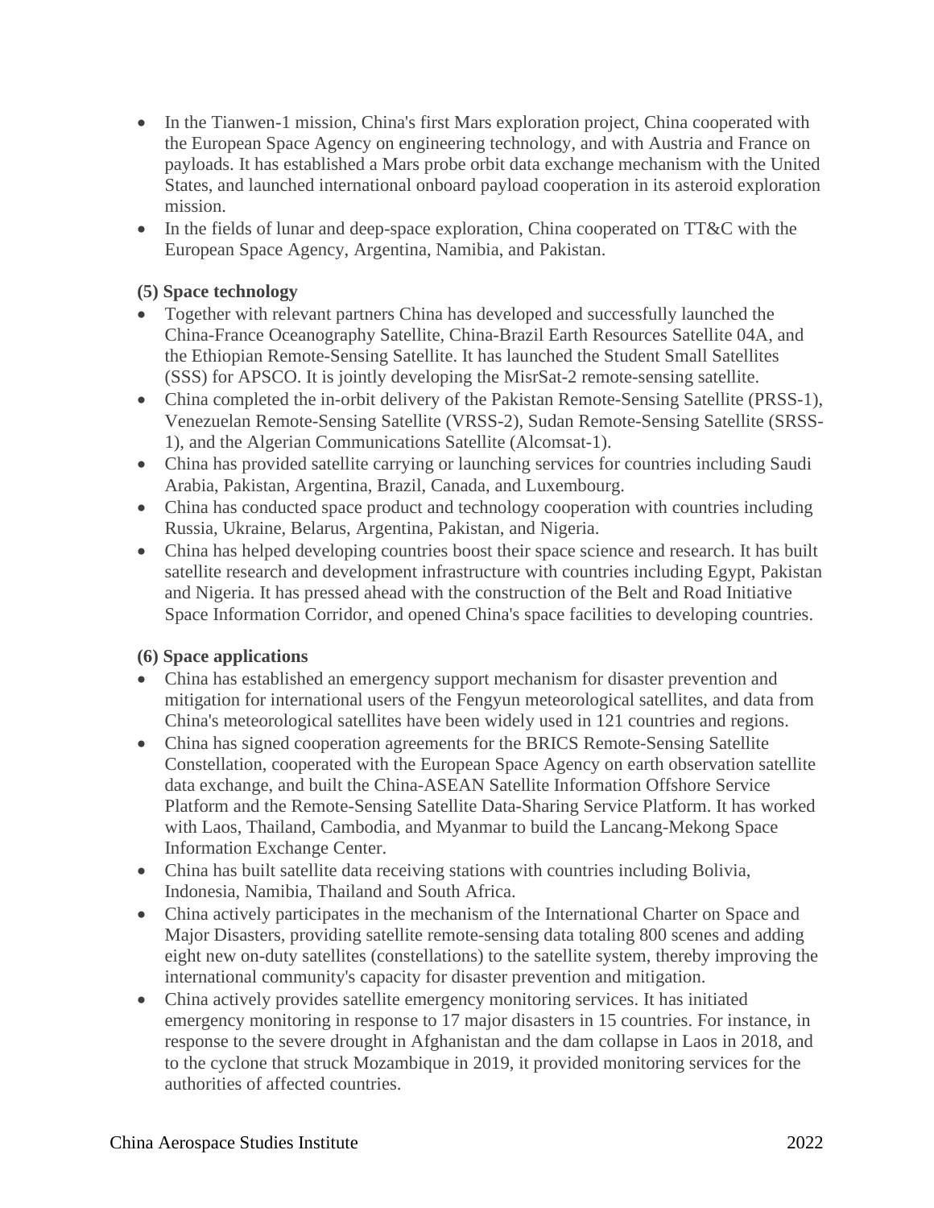- In the Tianwen-1 mission, China's first Mars exploration project, China cooperated with the European Space Agency on engineering technology, and with Austria and France on payloads. It has established a Mars probe orbit data exchange mechanism with the United States, and launched international onboard payload cooperation in its asteroid exploration mission.
- In the fields of lunar and deep-space exploration, China cooperated on TT&C with the European Space Agency, Argentina, Namibia, and Pakistan.

**(5) Space technology**

- Together with relevant partners China has developed and successfully launched the China-France Oceanography Satellite, China-Brazil Earth Resources Satellite 04A, and the Ethiopian Remote-Sensing Satellite. It has launched the Student Small Satellites (SSS) for APSCO. It is jointly developing the MisrSat-2 remote-sensing satellite.
- China completed the in-orbit delivery of the Pakistan Remote-Sensing Satellite (PRSS-1), Venezuelan Remote-Sensing Satellite (VRSS-2), Sudan Remote-Sensing Satellite (SRSS-1), and the Algerian Communications Satellite (Alcomsat-1).
- China has provided satellite carrying or launching services for countries including Saudi Arabia, Pakistan, Argentina, Brazil, Canada, and Luxembourg.
- China has conducted space product and technology cooperation with countries including Russia, Ukraine, Belarus, Argentina, Pakistan, and Nigeria.
- China has helped developing countries boost their space science and research. It has built satellite research and development infrastructure with countries including Egypt, Pakistan and Nigeria. It has pressed ahead with the construction of the Belt and Road Initiative Space Information Corridor, and opened China's space facilities to developing countries.

**(6) Space applications**

- China has established an emergency support mechanism for disaster prevention and mitigation for international users of the Fengyun meteorological satellites, and data from China's meteorological satellites have been widely used in 121 countries and regions.
- China has signed cooperation agreements for the BRICS Remote-Sensing Satellite Constellation, cooperated with the European Space Agency on earth observation satellite data exchange, and built the China-ASEAN Satellite Information Offshore Service Platform and the Remote-Sensing Satellite Data-Sharing Service Platform. It has worked with Laos, Thailand, Cambodia, and Myanmar to build the Lancang-Mekong Space Information Exchange Center.
- China has built satellite data receiving stations with countries including Bolivia, Indonesia, Namibia, Thailand and South Africa.
- China actively participates in the mechanism of the International Charter on Space and Major Disasters, providing satellite remote-sensing data totaling 800 scenes and adding eight new on-duty satellites (constellations) to the satellite system, thereby improving the international community's capacity for disaster prevention and mitigation.
- China actively provides satellite emergency monitoring services. It has initiated emergency monitoring in response to 17 major disasters in 15 countries. For instance, in response to the severe drought in Afghanistan and the dam collapse in Laos in 2018, and to the cyclone that struck Mozambique in 2019, it provided monitoring services for the authorities of affected countries.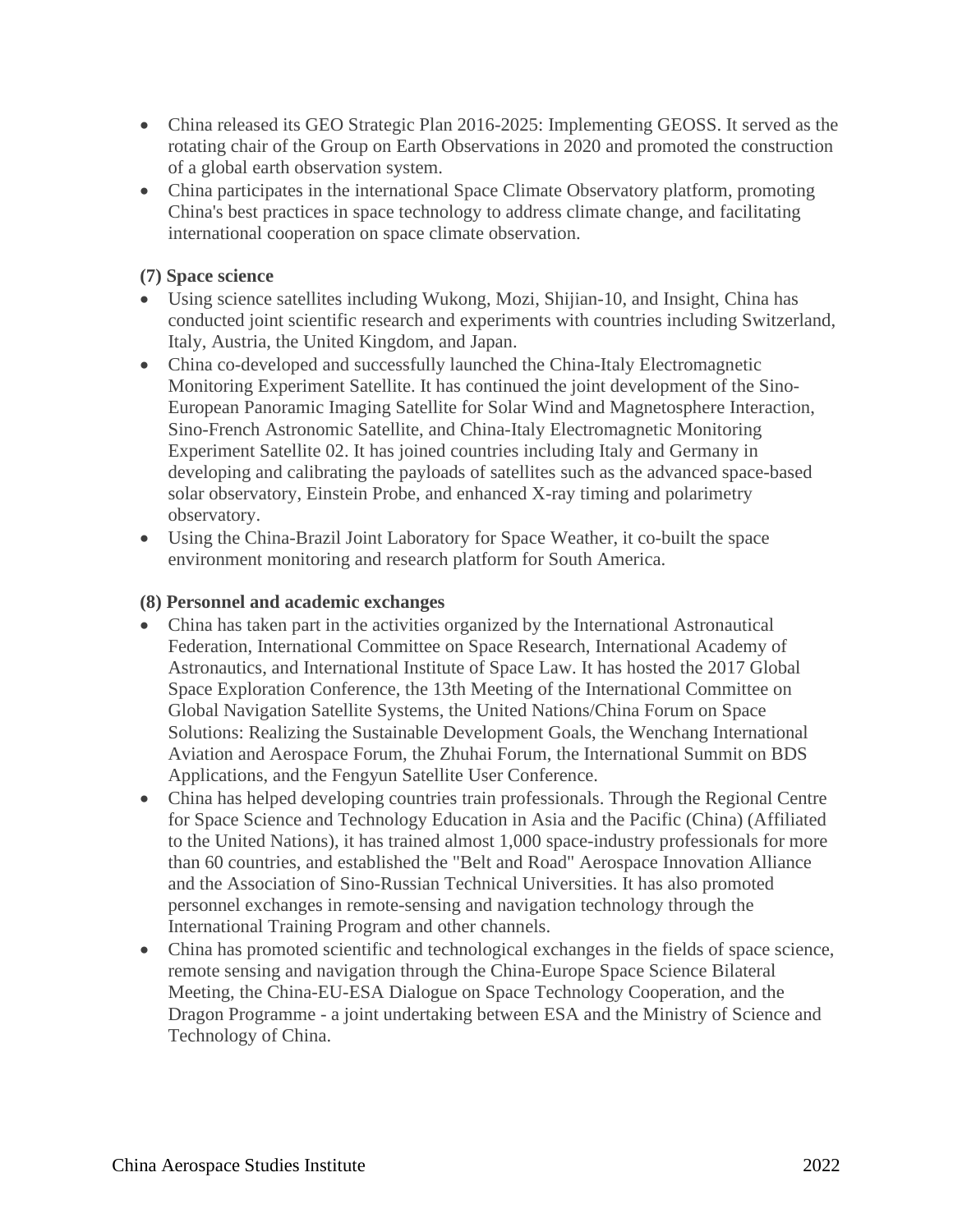- China released its GEO Strategic Plan 2016-2025: Implementing GEOSS. It served as the rotating chair of the Group on Earth Observations in 2020 and promoted the construction of a global earth observation system.
- China participates in the international Space Climate Observatory platform, promoting China's best practices in space technology to address climate change, and facilitating international cooperation on space climate observation.

**(7) Space science**

- Using science satellites including Wukong, Mozi, Shijian-10, and Insight, China has conducted joint scientific research and experiments with countries including Switzerland, Italy, Austria, the United Kingdom, and Japan.
- China co-developed and successfully launched the China-Italy Electromagnetic Monitoring Experiment Satellite. It has continued the joint development of the Sino-European Panoramic Imaging Satellite for Solar Wind and Magnetosphere Interaction, Sino-French Astronomic Satellite, and China-Italy Electromagnetic Monitoring Experiment Satellite 02. It has joined countries including Italy and Germany in developing and calibrating the payloads of satellites such as the advanced space-based solar observatory, Einstein Probe, and enhanced X-ray timing and polarimetry observatory.
- Using the China-Brazil Joint Laboratory for Space Weather, it co-built the space environment monitoring and research platform for South America.

**(8) Personnel and academic exchanges**

- China has taken part in the activities organized by the International Astronautical Federation, International Committee on Space Research, International Academy of Astronautics, and International Institute of Space Law. It has hosted the 2017 Global Space Exploration Conference, the 13th Meeting of the International Committee on Global Navigation Satellite Systems, the United Nations/China Forum on Space Solutions: Realizing the Sustainable Development Goals, the Wenchang International Aviation and Aerospace Forum, the Zhuhai Forum, the International Summit on BDS Applications, and the Fengyun Satellite User Conference.
- China has helped developing countries train professionals. Through the Regional Centre for Space Science and Technology Education in Asia and the Pacific (China) (Affiliated to the United Nations), it has trained almost 1,000 space-industry professionals for more than 60 countries, and established the "Belt and Road" Aerospace Innovation Alliance and the Association of Sino-Russian Technical Universities. It has also promoted personnel exchanges in remote-sensing and navigation technology through the International Training Program and other channels.
- China has promoted scientific and technological exchanges in the fields of space science, remote sensing and navigation through the China-Europe Space Science Bilateral Meeting, the China-EU-ESA Dialogue on Space Technology Cooperation, and the Dragon Programme - a joint undertaking between ESA and the Ministry of Science and Technology of China.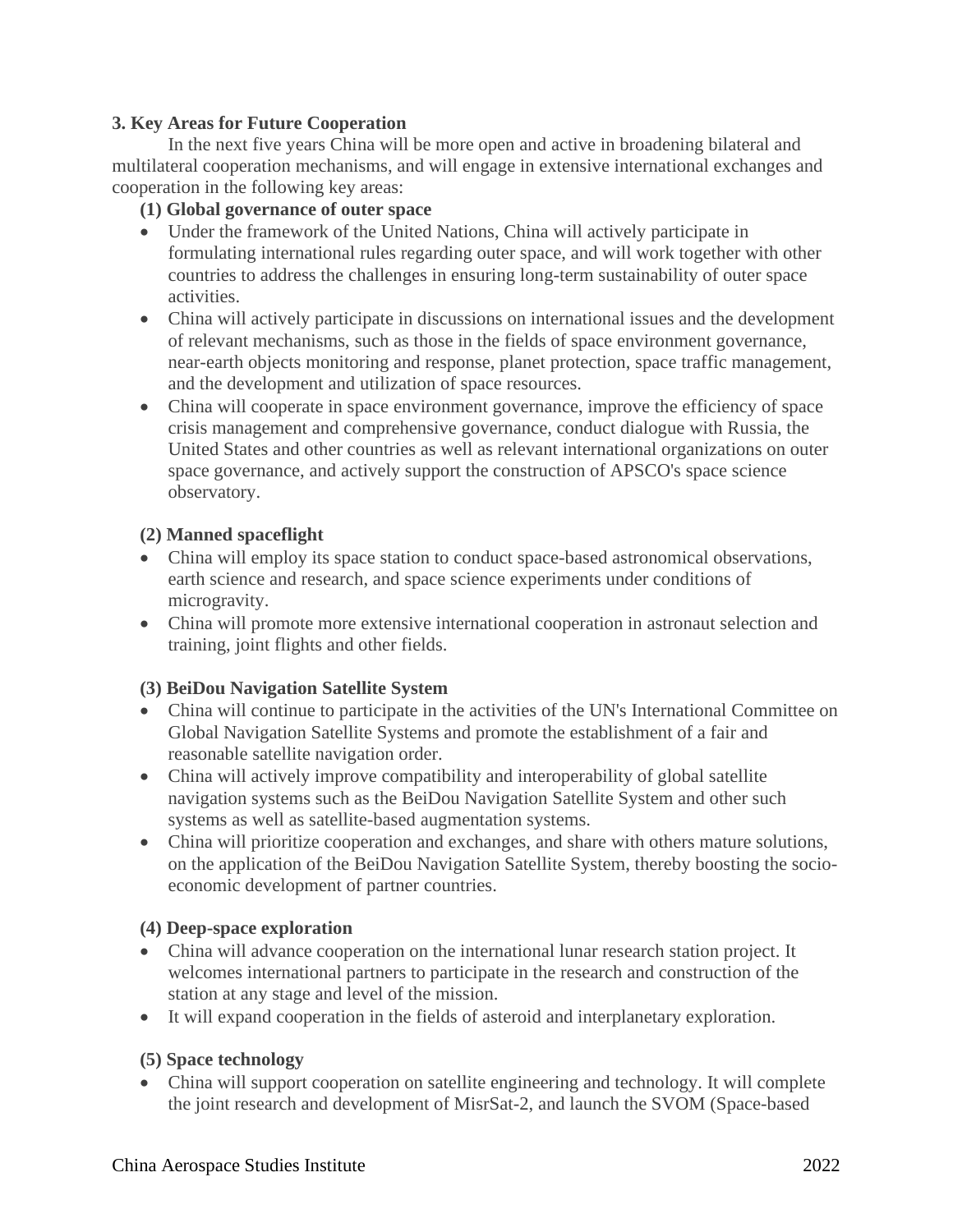**3. Key Areas for Future Cooperation**

In the next five years China will be more open and active in broadening bilateral and multilateral cooperation mechanisms, and will engage in extensive international exchanges and cooperation in the following key areas:

**(1) Global governance of outer space**

- Under the framework of the United Nations, China will actively participate in formulating international rules regarding outer space, and will work together with other countries to address the challenges in ensuring long-term sustainability of outer space activities.
- China will actively participate in discussions on international issues and the development of relevant mechanisms, such as those in the fields of space environment governance, near-earth objects monitoring and response, planet protection, space traffic management, and the development and utilization of space resources.
- China will cooperate in space environment governance, improve the efficiency of space crisis management and comprehensive governance, conduct dialogue with Russia, the United States and other countries as well as relevant international organizations on outer space governance, and actively support the construction of APSCO's space science observatory.

**(2) Manned spaceflight**

- China will employ its space station to conduct space-based astronomical observations, earth science and research, and space science experiments under conditions of microgravity.
- China will promote more extensive international cooperation in astronaut selection and training, joint flights and other fields.

**(3) BeiDou Navigation Satellite System**

- China will continue to participate in the activities of the UN's International Committee on Global Navigation Satellite Systems and promote the establishment of a fair and reasonable satellite navigation order.
- China will actively improve compatibility and interoperability of global satellite navigation systems such as the BeiDou Navigation Satellite System and other such systems as well as satellite-based augmentation systems.
- China will prioritize cooperation and exchanges, and share with others mature solutions, on the application of the BeiDou Navigation Satellite System, thereby boosting the socio-economic development of partner countries.

**(4) Deep-space exploration**

- China will advance cooperation on the international lunar research station project. It welcomes international partners to participate in the research and construction of the station at any stage and level of the mission.
- It will expand cooperation in the fields of asteroid and interplanetary exploration.

**(5) Space technology**

- China will support cooperation on satellite engineering and technology. It will complete the joint research and development of MisrSat-2, and launch the SVOM (Space-based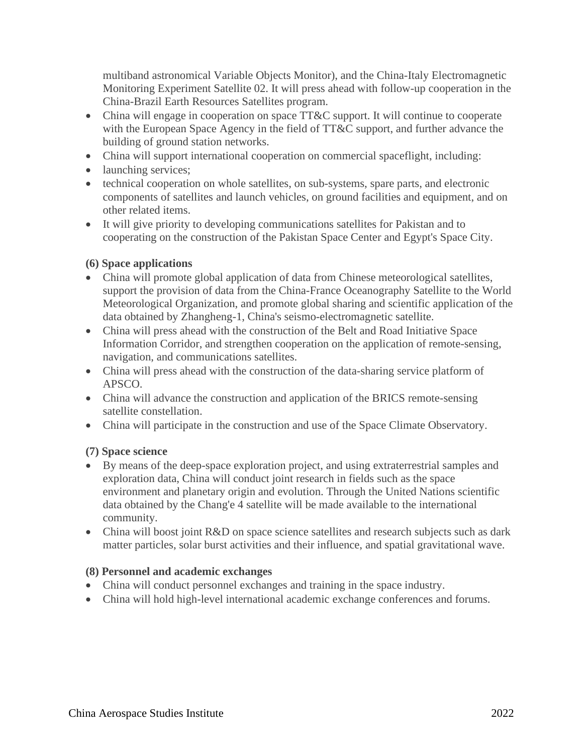multiband astronomical Variable Objects Monitor), and the China-Italy Electromagnetic Monitoring Experiment Satellite 02. It will press ahead with follow-up cooperation in the China-Brazil Earth Resources Satellites program.

- China will engage in cooperation on space TT&C support. It will continue to cooperate with the European Space Agency in the field of TT&C support, and further advance the building of ground station networks.
- China will support international cooperation on commercial spaceflight, including:
- launching services;
- technical cooperation on whole satellites, on sub-systems, spare parts, and electronic components of satellites and launch vehicles, on ground facilities and equipment, and on other related items.
- It will give priority to developing communications satellites for Pakistan and to cooperating on the construction of the Pakistan Space Center and Egypt's Space City.

**(6) Space applications**

- China will promote global application of data from Chinese meteorological satellites, support the provision of data from the China-France Oceanography Satellite to the World Meteorological Organization, and promote global sharing and scientific application of the data obtained by Zhangheng-1, China's seismo-electromagnetic satellite.
- China will press ahead with the construction of the Belt and Road Initiative Space Information Corridor, and strengthen cooperation on the application of remote-sensing, navigation, and communications satellites.
- China will press ahead with the construction of the data-sharing service platform of APSCO.
- China will advance the construction and application of the BRICS remote-sensing satellite constellation.
- China will participate in the construction and use of the Space Climate Observatory.

**(7) Space science**

- By means of the deep-space exploration project, and using extraterrestrial samples and exploration data, China will conduct joint research in fields such as the space environment and planetary origin and evolution. Through the United Nations scientific data obtained by the Chang'e 4 satellite will be made available to the international community.
- China will boost joint R&D on space science satellites and research subjects such as dark matter particles, solar burst activities and their influence, and spatial gravitational wave.

**(8) Personnel and academic exchanges**

- China will conduct personnel exchanges and training in the space industry.
- China will hold high-level international academic exchange conferences and forums.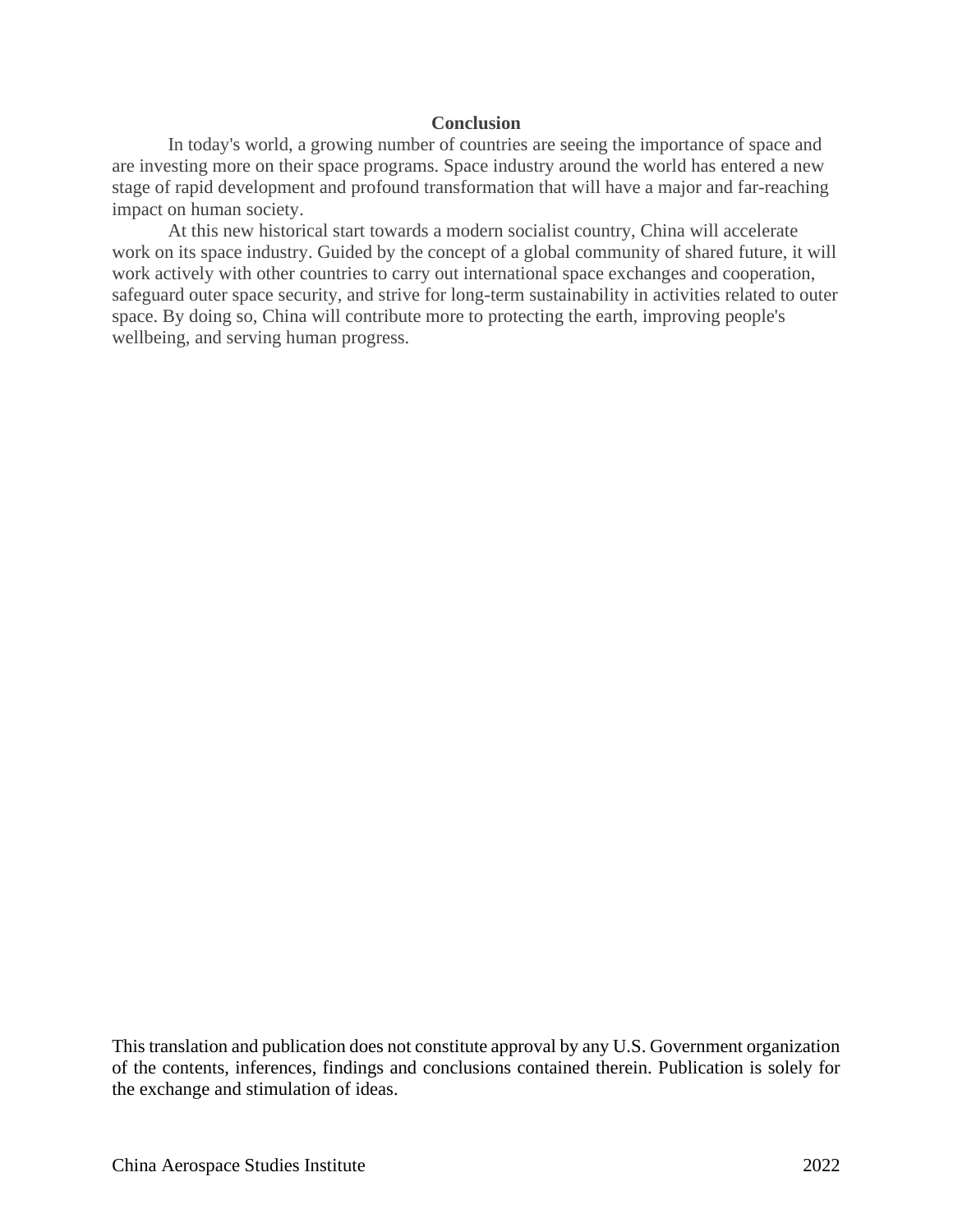## Conclusion

In today's world, a growing number of countries are seeing the importance of space and are investing more on their space programs. Space industry around the world has entered a new stage of rapid development and profound transformation that will have a major and far-reaching impact on human society.

At this new historical start towards a modern socialist country, China will accelerate work on its space industry. Guided by the concept of a global community of shared future, it will work actively with other countries to carry out international space exchanges and cooperation, safeguard outer space security, and strive for long-term sustainability in activities related to outer space. By doing so, China will contribute more to protecting the earth, improving people's wellbeing, and serving human progress.

This translation and publication does not constitute approval by any U.S. Government organization of the contents, inferences, findings and conclusions contained therein. Publication is solely for the exchange and stimulation of ideas.